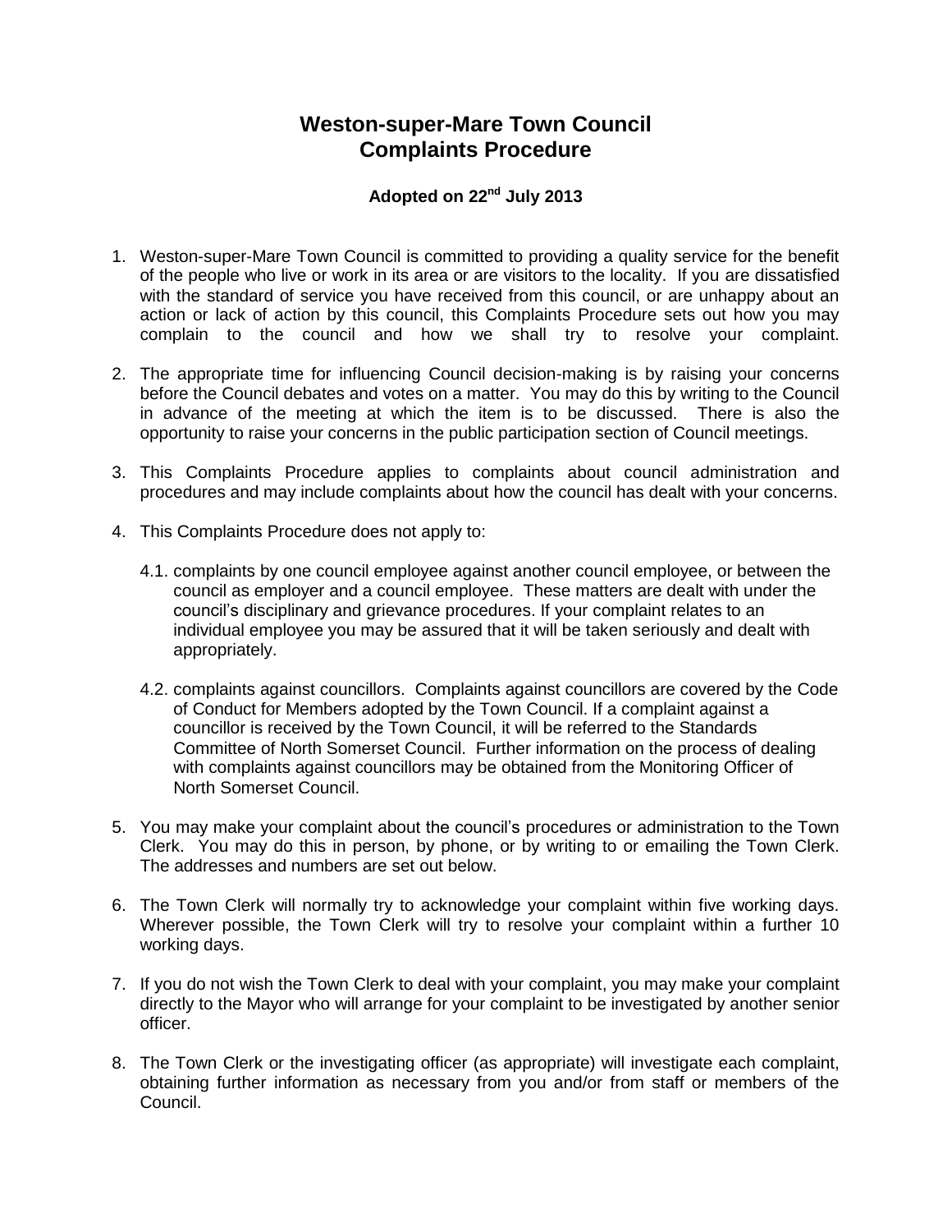# Weston-super-Mare Town Council
# Complaints Procedure

**Adopted on 22nd July 2013**

1. Weston-super-Mare Town Council is committed to providing a quality service for the benefit of the people who live or work in its area or are visitors to the locality. If you are dissatisfied with the standard of service you have received from this council, or are unhappy about an action or lack of action by this council, this Complaints Procedure sets out how you may complain to the council and how we shall try to resolve your complaint.

2. The appropriate time for influencing Council decision-making is by raising your concerns before the Council debates and votes on a matter. You may do this by writing to the Council in advance of the meeting at which the item is to be discussed. There is also the opportunity to raise your concerns in the public participation section of Council meetings.

3. This Complaints Procedure applies to complaints about council administration and procedures and may include complaints about how the council has dealt with your concerns.

4. This Complaints Procedure does not apply to:

   4.1. complaints by one council employee against another council employee, or between the council as employer and a council employee. These matters are dealt with under the council's disciplinary and grievance procedures. If your complaint relates to an individual employee you may be assured that it will be taken seriously and dealt with appropriately.

   4.2. complaints against councillors. Complaints against councillors are covered by the Code of Conduct for Members adopted by the Town Council. If a complaint against a councillor is received by the Town Council, it will be referred to the Standards Committee of North Somerset Council. Further information on the process of dealing with complaints against councillors may be obtained from the Monitoring Officer of North Somerset Council.

5. You may make your complaint about the council's procedures or administration to the Town Clerk. You may do this in person, by phone, or by writing to or emailing the Town Clerk. The addresses and numbers are set out below.

6. The Town Clerk will normally try to acknowledge your complaint within five working days. Wherever possible, the Town Clerk will try to resolve your complaint within a further 10 working days.

7. If you do not wish the Town Clerk to deal with your complaint, you may make your complaint directly to the Mayor who will arrange for your complaint to be investigated by another senior officer.

8. The Town Clerk or the investigating officer (as appropriate) will investigate each complaint, obtaining further information as necessary from you and/or from staff or members of the Council.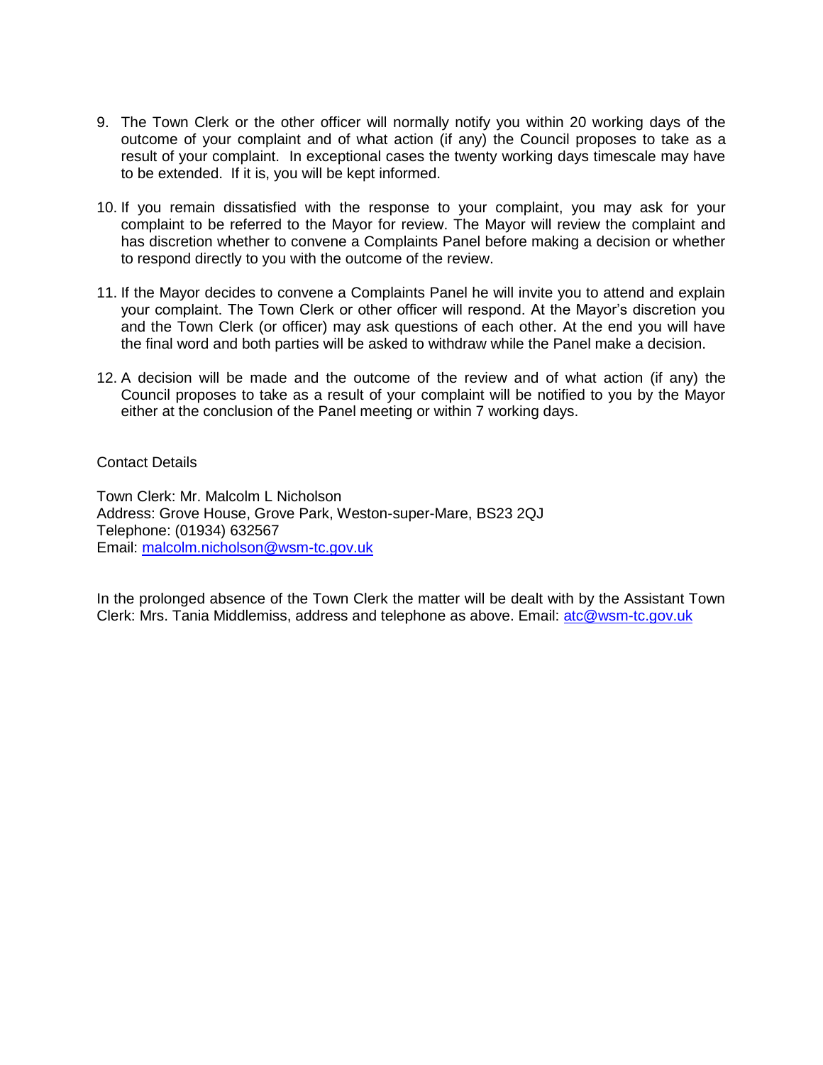9. The Town Clerk or the other officer will normally notify you within 20 working days of the outcome of your complaint and of what action (if any) the Council proposes to take as a result of your complaint. In exceptional cases the twenty working days timescale may have to be extended. If it is, you will be kept informed.

10. If you remain dissatisfied with the response to your complaint, you may ask for your complaint to be referred to the Mayor for review. The Mayor will review the complaint and has discretion whether to convene a Complaints Panel before making a decision or whether to respond directly to you with the outcome of the review.

11. If the Mayor decides to convene a Complaints Panel he will invite you to attend and explain your complaint. The Town Clerk or other officer will respond. At the Mayor's discretion you and the Town Clerk (or officer) may ask questions of each other. At the end you will have the final word and both parties will be asked to withdraw while the Panel make a decision.

12. A decision will be made and the outcome of the review and of what action (if any) the Council proposes to take as a result of your complaint will be notified to you by the Mayor either at the conclusion of the Panel meeting or within 7 working days.

Contact Details

Town Clerk: Mr. Malcolm L Nicholson
Address: Grove House, Grove Park, Weston-super-Mare, BS23 2QJ
Telephone: (01934) 632567
Email: malcolm.nicholson@wsm-tc.gov.uk

In the prolonged absence of the Town Clerk the matter will be dealt with by the Assistant Town Clerk: Mrs. Tania Middlemiss, address and telephone as above. Email: atc@wsm-tc.gov.uk